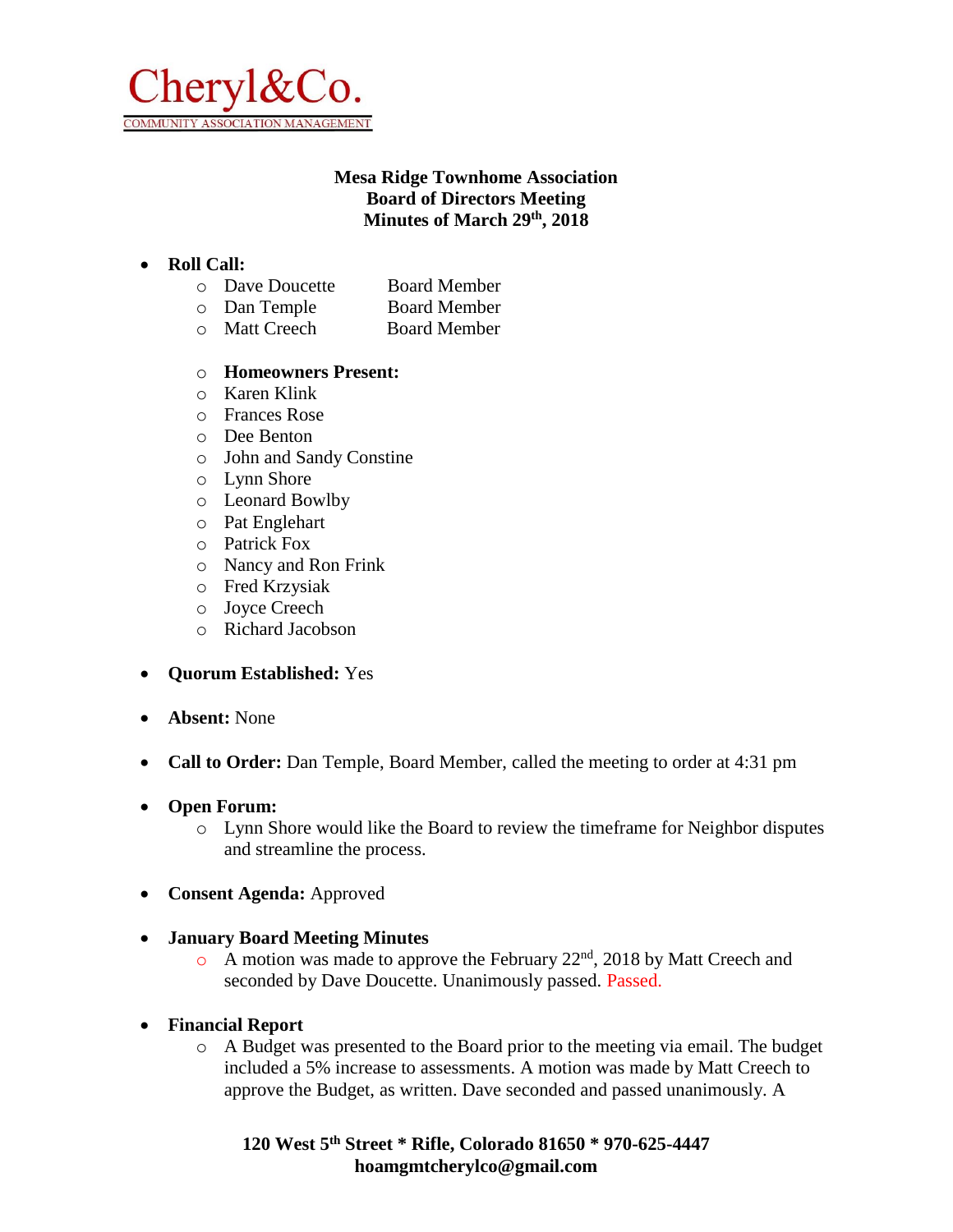Cheryl&Co.
COMMUNITY ASSOCIATION MANAGEMENT

**Mesa Ridge Townhome Association**
**Board of Directors Meeting**
**Minutes of March 29th, 2018**

- **Roll Call:**
  - Dave Doucette Board Member
  - Dan Temple Board Member
  - Matt Creech Board Member

  - **Homeowners Present:**
  - Karen Klink
  - Frances Rose
  - Dee Benton
  - John and Sandy Constine
  - Lynn Shore
  - Leonard Bowlby
  - Pat Englehart
  - Patrick Fox
  - Nancy and Ron Frink
  - Fred Krzysiak
  - Joyce Creech
  - Richard Jacobson

- **Quorum Established:** Yes

- **Absent:** None

- **Call to Order:** Dan Temple, Board Member, called the meeting to order at 4:31 pm

- **Open Forum:**
  - Lynn Shore would like the Board to review the timeframe for Neighbor disputes and streamline the process.

- **Consent Agenda:** Approved

- **January Board Meeting Minutes**
  - A motion was made to approve the February 22nd, 2018 by Matt Creech and seconded by Dave Doucette. Unanimously passed. Passed.

- **Financial Report**
  - A Budget was presented to the Board prior to the meeting via email. The budget included a 5% increase to assessments. A motion was made by Matt Creech to approve the Budget, as written. Dave seconded and passed unanimously. A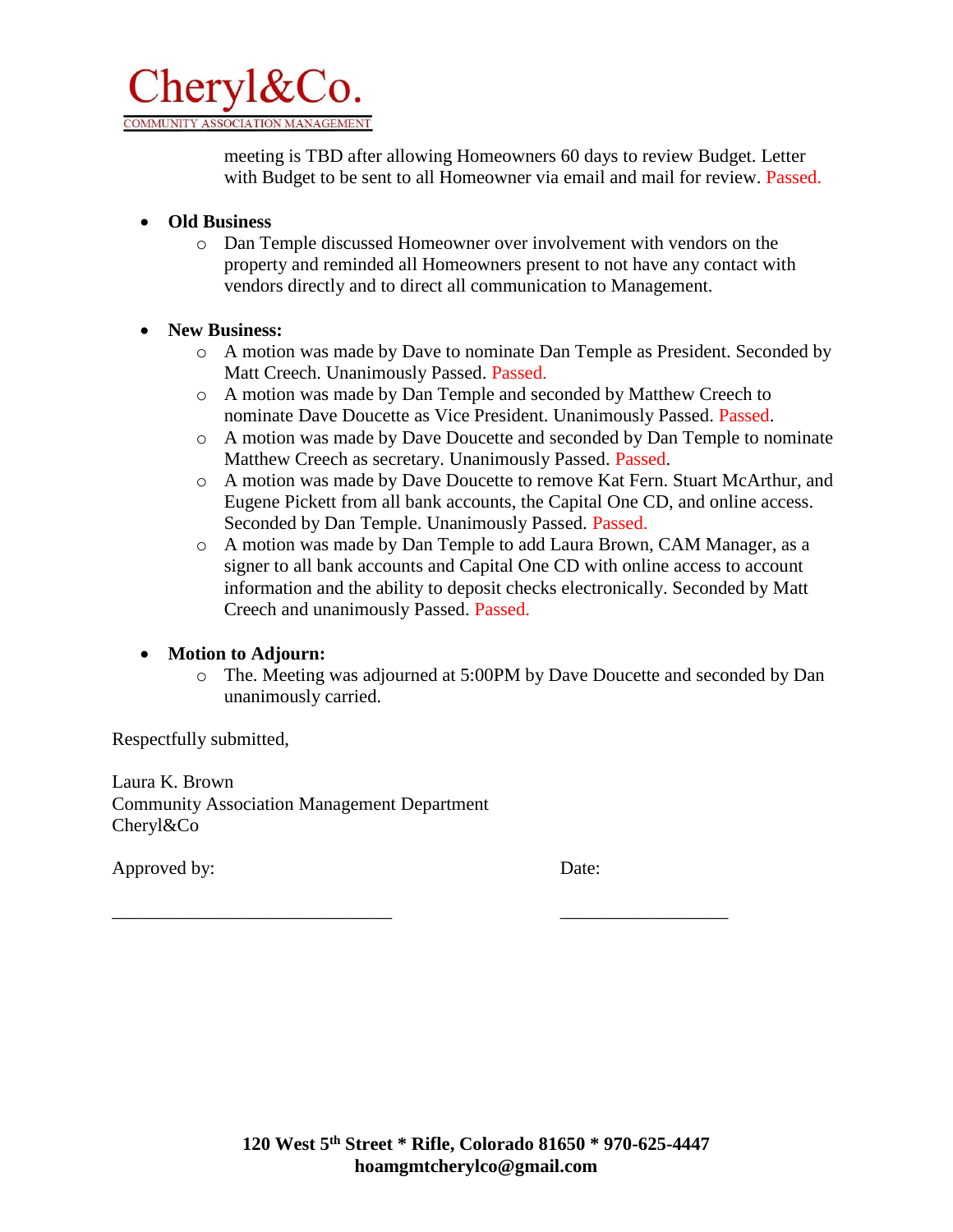meeting is TBD after allowing Homeowners 60 days to review Budget. Letter with Budget to be sent to all Homeowner via email and mail for review. Passed.

- **Old Business**
  - Dan Temple discussed Homeowner over involvement with vendors on the property and reminded all Homeowners present to not have any contact with vendors directly and to direct all communication to Management.

- **New Business:**
  - A motion was made by Dave to nominate Dan Temple as President. Seconded by Matt Creech. Unanimously Passed. Passed.
  - A motion was made by Dan Temple and seconded by Matthew Creech to nominate Dave Doucette as Vice President. Unanimously Passed. Passed.
  - A motion was made by Dave Doucette and seconded by Dan Temple to nominate Matthew Creech as secretary. Unanimously Passed. Passed.
  - A motion was made by Dave Doucette to remove Kat Fern. Stuart McArthur, and Eugene Pickett from all bank accounts, the Capital One CD, and online access. Seconded by Dan Temple. Unanimously Passed. Passed.
  - A motion was made by Dan Temple to add Laura Brown, CAM Manager, as a signer to all bank accounts and Capital One CD with online access to account information and the ability to deposit checks electronically. Seconded by Matt Creech and unanimously Passed. Passed.

- **Motion to Adjourn:**
  - The. Meeting was adjourned at 5:00PM by Dave Doucette and seconded by Dan unanimously carried.

Respectfully submitted,

Laura K. Brown
Community Association Management Department
Cheryl&Co

Approved by: ______________________________ Date: __________________